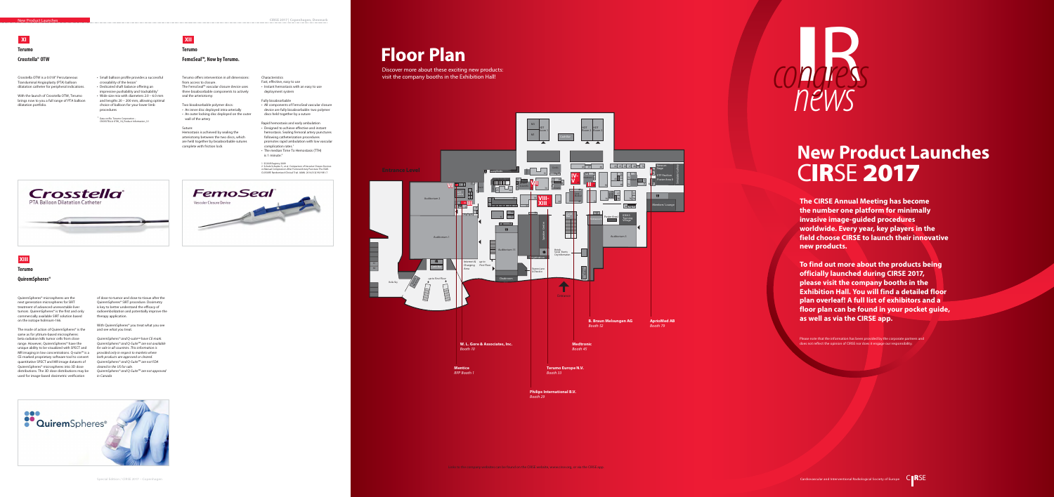## XI

### Terumo

#### Crosstella® OTW

Crosstella OTW is a 0.018" Percutaneous Transluminal Angioplasty (PTA) balloon dilatation catheter for peripheral indications.

With the launch of Crosstella OTW, Terumo brings now to you a full range of PTA balloon dilatation portfolio.

- Small balloon profile provides a successful crossability of the lesion[1]
- Dedicated shaft balance offering an impressive pushability and trackability[1]
- Wide size mix with diameters 2.0 – 6.0 mm and lengths 20 – 200 mm, allowing optimal choice of balloon for your lower limb procedures

1. Data on file, Terumo Corporation – CROSSTELLA OTW_16_Product Information_V1

## XII

### Terumo

#### FemoSeal™, Now by Terumo.

Terumo offers intervention in all dimensions: from access to closure.
The FemoSeal™ vascular closure device uses three bioabsorbable components to actively seal the arteriotomy:

Two bioabsorbable polymer discs:
- An inner disc deployed intra-arterially
- An outer locking disc deployed on the outer wall of the artery

Suture
Hemostasis is achieved by sealing the arteriotomy between the two discs, which are held together by bioabsorbable sutures complete with friction lock

Characteristics
Fast, effective, easy to use
- Instant hemostasis with an easy to use deployment system

Fully bioabsorbable
- All components of FemoSeal vascular closure device are fully bioabsorbable: two polymer discs held together by a suture

Rapid hemostasis and early ambulation
- Designed to achieve effective and instant hemostasis. Sealing femoral artery punctures following catheterization procedures promotes rapid ambulation with low vascular complication rates[1]
- The median Time To Hemostasis (TTH) is 1 minute[2]

1. SCAAR Registry 2009
2. Schulz-Schüpke S, et al. Comparison of Vascular Closure Devices vs Manual Compression After Femoral Artery Puncture The ISAR-CLOSURE Randomized Clinical Trial. JAMA. 2014;312(19):1981-7

## XIII

### Terumo

#### QuiremSpheres®

QuiremSpheres® microspheres are the next generation microspheres for SIRT treatment of advanced unresectable liver tumors. QuiremSpheres® is the first and only commercially available SIRT solution based on the isotope holmium-166.

The mode of action of QuiremSpheres® is the same as for yttrium-based microspheres: beta radiation kills tumor cells from close range. However, QuiremSpheres® have the unique ability to be visualized with SPECT and MR imaging in low concentrations. Q-suite™ is a CE-marked proprietary software tool to convert quantitative SPECT and MR image datasets of QuiremSpheres® microspheres into 3D dose-distributions. The 3D dose distributions may be used for image-based dosimetric verification of dose-to-tumor and dose-to-tissue after the QuiremSpheres® SIRT procedure. Dosimetry is key to better understand the efficacy of radioembolization and potentially improve the therapy application.

With QuiremSpheres® you treat what you see and see what you treat.

*QuiremSpheres® and Q-suite™ have CE-mark. QuiremSpheres® and Q-Suite™ are not available for sale in all countries. This information is provided only in respect to markets where both products are approved or cleared. QuiremSpheres® and Q-Suite™ are not FDA cleared in the US for sale. QuiremSpheres® and Q-Suite™ are not approved in Canada*

# Floor Plan

Discover more about these exciting new products: visit the company booths in the Exhibition Hall!

B. Braun Melsungen AG
Booth 32

AprioMed AB
Booth 79

W. L. Gore & Associates, Inc.
Booth 10

Medtronic
Booth 45

Mentice
RFP Booth 1

Terumo Europe N.V.
Booth 33

Philips International B.V.
Booth 29

# New Product Launches CIRSE 2017

**The CIRSE Annual Meeting has become the number one platform for minimally invasive image-guided procedures worldwide. Every year, key players in the field choose CIRSE to launch their innovative new products.**

**To find out more about the products being officially launched during CIRSE 2017, please visit the company booths in the Exhibition Hall. You will find a detailed floor plan overleaf! A full list of exhibitors and a floor plan can be found in your pocket guide, as well as via the CIRSE app.**

Please note that the information has been provided by the corporate partners and does not reflect the opinion of CIRSE nor does it engage our responsibility.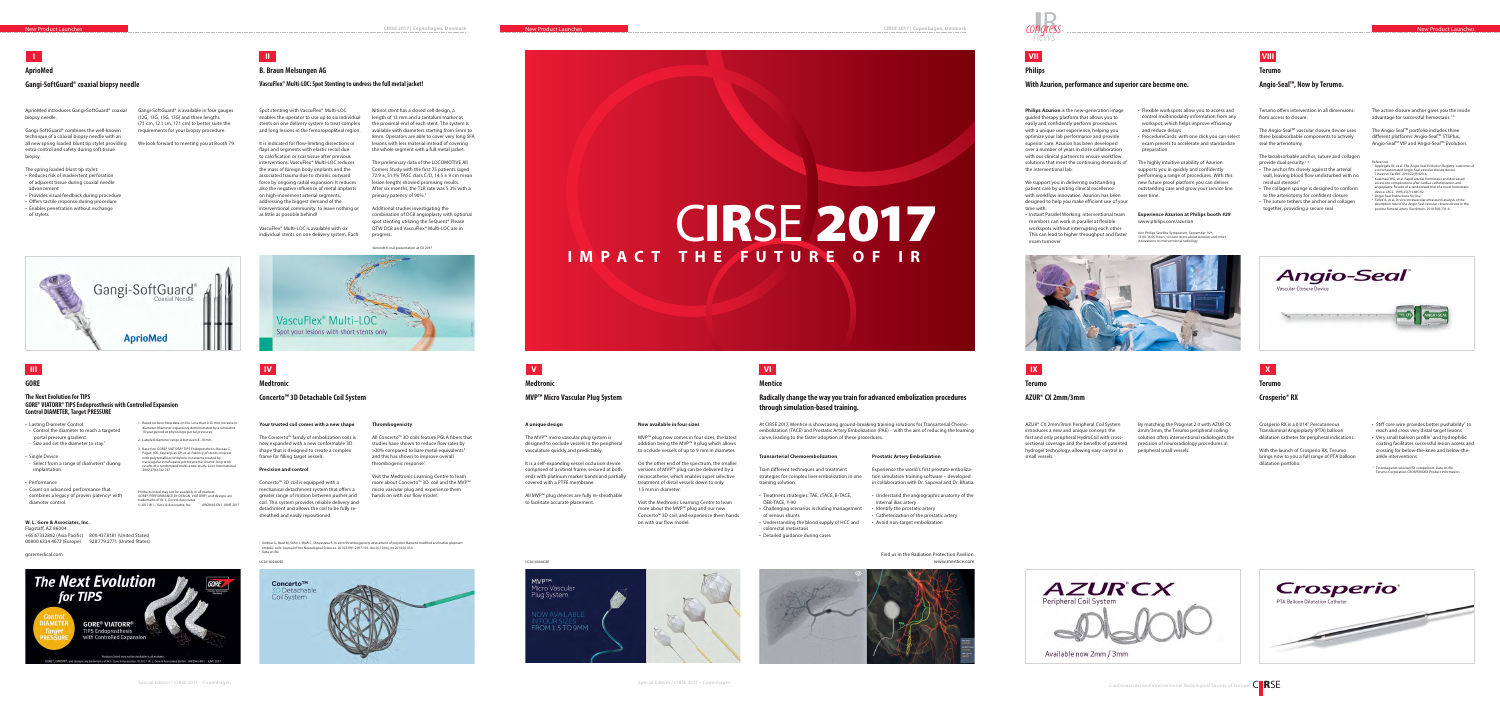## I

### AprioMed

#### Gangi-SoftGuard® coaxial biopsy needle

AprioMed introduces Gangi-SoftGuard® coaxial biopsy needle.

Gangi-SoftGuard® combines the well-known technique of a coaxial biopsy needle with an all new spring loaded blunt tip stylet providing extra control and safety during soft tissue biopsy.

The spring loaded blunt tip stylet:

- Reduces risk of inadvertent perforation of adjacent tissue during coaxial needle advancement
- Provides visual feedback during procedure
- Offers tactile response during procedure
- Enables penetration without exchange of stylets

Gangi-SoftGuard® is available in four gauges (12G, 15G, 15G, 17G) and three lengths (7.5 cm, 12.1 cm, 17.1 cm) to better suite the requirements for your biopsy procedure.

We look forward to meeting you at Booth 79.

## II

### B. Braun Melsungen AG

#### VascuFlex® Multi-LOC: Spot Stenting to undress the full metal jacket!

Spot stenting with VascuFlex® Multi-LOC enables the operator to use up to six individual stents on one delivery system to treat complex and long lesions in the femoropopliteal region.

It is indicated for flow-limiting dissections or flaps and segments with elastic recoil due to calcification or scar tissue after previous interventions. VascuFlex® Multi-LOC reduces the mass of foreign body implants and the associated trauma due to chronic outward force by ongoing radial expansion. It reduces also the negative influence of metal implants on high movement arterial segments, addressing the biggest demand of the interventional community: to leave nothing or as little as possible behind!

VascuFlex® Multi-LOC is available with six individual stents on one delivery system. Each Nitinol stent has a closed cell design, a length of 13 mm and a tantalum marker at the proximal end of each stent. The system is available with diameters starting from 5mm to 8mm. Operators are able to cover very long SFA lesions with less material instead of covering the whole segment with a full metal jacket.

The preliminary data of the LOCOMOTIVE-MI Corners Study with the first 75 patients (aged 72.9 a, 51.1% TASC class C/D, 14.5 ± 9 cm mean lesion length) showed promising results. After six months, the TLR rate was 5.3% with a primary patency of 98%.[1]

Additional studies investigating the combination of DCB angioplasty with optional spot stenting utilizing the SeQuent® Please OTW DCB and VascuFlex® Multi-LOC are in progress.

[1] Schmidt A oral presentation at CX 2017

## III

### GORE

#### The Next Evolution for TIPS GORE® VIATORR® TIPS Endoprosthesis with Controlled Expansion Control DIAMETER, Target PRESSURE

- Lasting Diameter Control
  - Control the diameter to reach a targeted portal pressure gradient.
  - Size and set the diameter to stay.[1]
- Single Device
  - Select from a range of diameters* during implantation.
- Performance
  - Count on advanced performance that combines a legacy of proven patency[a] with diameter control.

1. Based on benchtop data on 8 to 10 mm that 0–32 mm increase in diameter observed (representative) at a simulated 30 year period at physiologic pressures.
2. Labeled diameter range 8 mm to 8 – 10 mm.
3. Based on GORE® VIATORR® TIPS Endoprosthesis (Bureau C, Pagan JCG, Layargues GP, et al. Patency of stents covered with polytetrafluoroethylene in patients treated by transjugular intrahepatic portosystemic shunts: long-term results of a randomized multicentre study. Liver International 2007;27(6):742-747)

Products listed may not be available in all markets. GORE®, PERFORMANCE BY DESIGN, VIATORR® and designs are trademarks of W. L. Gore & Associates. © 2017 W. L. Gore & Associates, Inc. AR6960-EN1 JUNE 2017

**W. L. Gore & Associates, Inc.**
Flagstaff, AZ 86004
+65.67332882 (Asia Pacific) 800.437.8181 (United States)
00800.6334.4673 (Europe) 928.779.2771 (United States)

goremedical.com

## IV

### Medtronic

#### Concerto™ 3D Detachable Coil System

**Your trusted coil comes with a new shape**

The Concerto™ family of embolization coils is now expanded with a new conformable 3D shape that is designed to create a complex frame for filling target vessels.

**Precision and control**

Concerto™ 3D coil is equipped with a mechanical detachment system that offers a greater range of motion between pusher and coil. This system provides reliable delivery and detachment and allows the coil to be fully re-sheathed and easily repositioned.

**Thrombogenicity**

All Concerto™ 3D coils feature PGLA fibers that studies have shown to reduce flow rates by >30% compared to bare metal equivalents[1] and this has shown to improve overall thrombogenic response[1].

Visit the Medtronic Learning Centre to learn more about Concerto™ 3D coil and the MVP™ micro vascular plug and experience them hands-on with our flow model.

[1] Ding Y, Dai D, Kallmes DF, et al. In vitro thrombogenicity assessment of polymer filament modified and native platinum embolic coils. Journal of NeuroInterventional Surgery. 2016;8:1001–1007. DOI: 10.1136/neurintsurg-2015-011860. Data on file.

UC201806848EE

## V

### Medtronic

#### MVP™ Micro Vascular Plug System

**A unique design**

The MVP™ micro vascular plug system is designed to occlude vessels in the peripheral vasculature quickly and predictably.

It is a self-expanding vessel occlusion device comprised of a nitinol frame, secured at both ends with platinum marker bands and partially covered with a PTFE membrane.

All MVP™ plug devices are fully re-sheathable to facilitate accurate placement.

**Now available in four sizes**

MVP™ plug now comes in four sizes, the latest addition being the MVP™-9 plug which allows to occlude vessels of up to 9 mm in diameter.

On the other end of the spectrum, the smaller versions of MVP™ plug can be delivered by a microcatheter, which enables super selective treatment of distal vessels down to only 1.5 mm in diameter.

Visit the Medtronic Learning Centre to learn more about the MVP™ plug and our new Concerto™ 3D coil, and experience them hands on with our flow model.

UC201806848EE

## VI

### Mentice

#### Radically change the way you train for advanced embolization procedures through simulation-based training.

At CIRSE 2017, Mentice is showcasing ground-breaking training solutions for Transarterial Chemo-embolization (TACE) and Prostatic Artery Embolization (PAE) – with the aim of reducing the learning curve, leading to the faster adoption of these procedures.

**Transarterial Chemoembolization**

Train different techniques and treatment strategies for complex liver embolization in one training solution.

- Treatment strategies: TAE, cTACE, B-TACE, DEB-TACE, Y-90
- Challenging scenarios including management of venous shunts
- Understanding the blood supply of HCC and colorectal metastasis
- Detailed guidance during cases

**Prostatic Artery Embolization**

Experience the world's first prostate embolization simulation training software – developed in collaboration with Dr. Sapoval and Dr. Bhatia.

- Understand the angiographic anatomy of the internal iliac artery
- Identify the prostatic artery
- Catheterization of the prostatic artery
- Avoid non-target embolization

Find us in the Radiation Protection Pavilion.
www.mentice.com

## VII

### Philips

#### With Azurion, performance and superior care become one.

**Philips Azurion** is the new-generation image guided therapy platform that allows you to easily and confidently perform procedures with a unique user experience, helping you optimize your lab performance and provide superior care. Azurion has been developed over a number of years in close collaboration with our clinical partners to ensure workflow solutions that meet the continuing demands of the interventional lab.

We support you in delivering outstanding patient care by setting clinical excellence with workflow innovation. Azurion has been designed to help you make efficient use of your time with:

- Instant Parallel Working: interventional team members can work in parallel at flexible workspots without interrupting each other. This can lead to higher throughput and faster exam turnover
- Flexible workspots: allow you to access and control multimodality information from any workspot, which helps improve efficiency and reduce delays
- ProcedureCards: with one click you can select exam presets to accelerate and standardize preparation

The highly intuitive usability of Azurion supports you in quickly and confidently performing a range of procedures. With this new future-proof platform you can deliver outstanding care and grow your service line over time.

**Experience Azurion at Philips booth #29**
www.philips.com/azurion

Join Philips Satellite Symposium, September 16th, 13:00–14:00 hours, to learn more about Azurion and other innovations in interventional radiology.

## VIII

### Terumo

#### Angio-Seal™, Now by Terumo.

Terumo offers intervention in all dimensions: from access to closure.

The Angio-Seal™ vascular closure device sees three bioabsorbable components to actively seal the arteriotomy.

The bioabsorbable anchor, suture and collagen provide dual security:[1,2]

- The anchor fits closely against the arterial wall, leaving blood flow undisturbed with no residual stenosis[3]
- The collagen sponge is designed to conform to the arteriotomy for confident closure
- The suture tethers the anchor and collagen together, providing a secure seal

The active closure anchor gives you the inside advantage for successful hemostasis.[1,4]

The Angio-Seal™ portfolio includes three different platforms: Angio-Seal™ STS Plus, Angio-Seal™ VIP and Angio-Seal™ Evolution.

References

## IX

### Terumo

#### AZUR® CX 2mm/3mm

AZUR® CX 2mm/3mm Peripheral Coil System introduces a new and unique concept: the first and only peripheral HydroCoil with cross-sectional coverage and the benefits of patented hydrogel technology, allowing easy control in small vessels.

By matching the Progreat 2.0 with AZUR CX 2mm/3mm, the Terumo peripheral coiling solution offers interventional radiologists the precision of neuroradiology procedures in peripheral small vessels.

## X

### Terumo

#### Crosperio® RX

Crosperio RX is a 0.014" Percutaneous Transluminal Angioplasty (PTA) balloon dilatation catheter for peripheral indications.

With the launch of Crosperio RX, Terumo brings now to you a full range of PTA balloon dilatation portfolio.

- Stiff core wire provides better pushability* to reach and cross very distal target lesions
- Very small balloon profile* and hydrophilic coating facilitates successful lesion access and crossing for below-the-knee and below-the-ankle interventions

* Tested against selected RX competitors. Data on file. Terumo Corporation OR-MP00060 Product information.

# CIRSE 2017

## IMPACT THE FUTURE OF IR